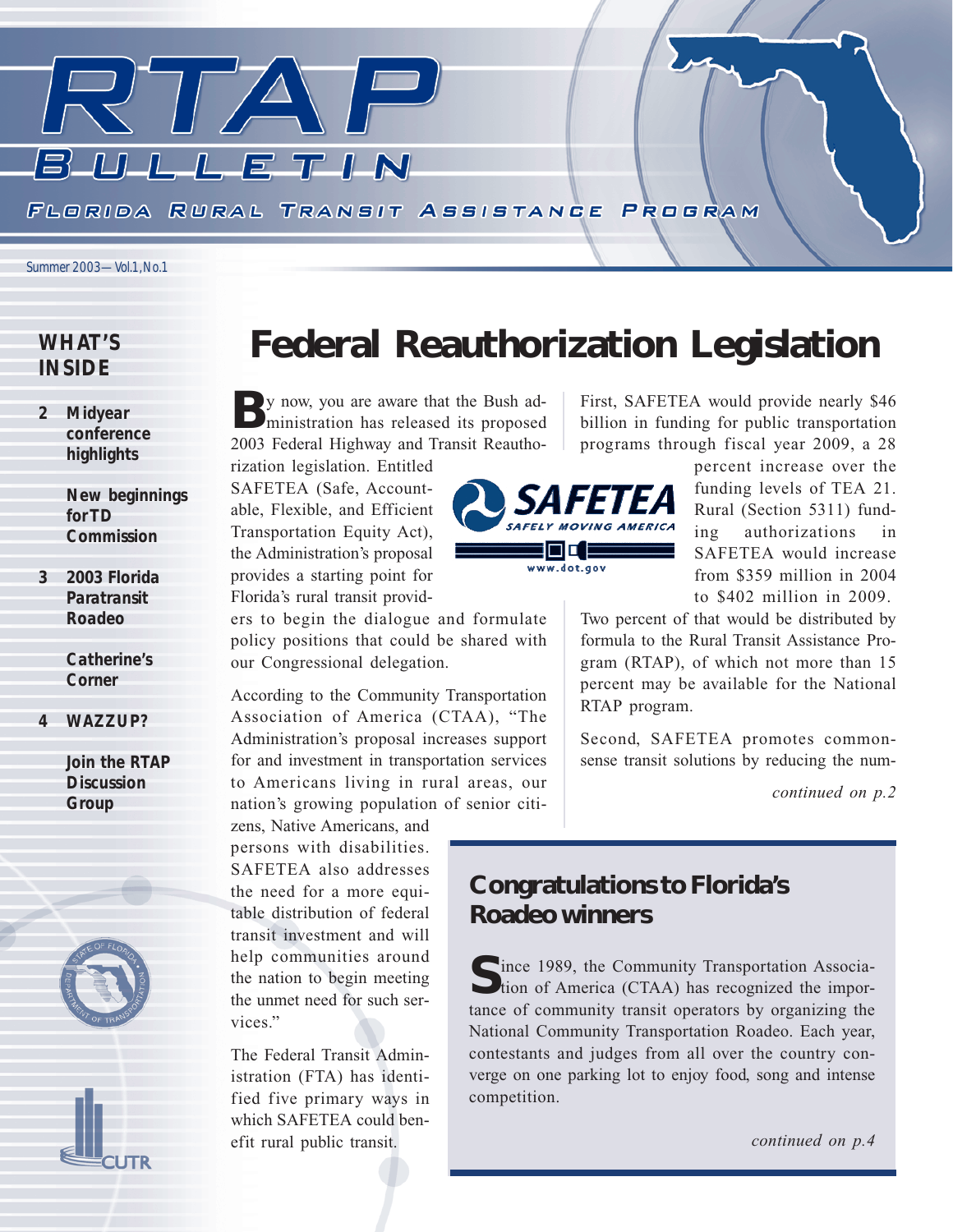# RTAP BULLETIN

FLORIDA RURAL TRANSIT ASSISTANCE PROGRAM

Summer 2003—Vol.1,No.1

**WHAT'S INSIDE**

- 2 **Midyear conference highlights**
- **New beginnings for TD Commission**
- 3 **2003 Florida Paratransit Roadeo**
- **Catherine's Corner**
- 4 **WAZZUP?**
- **Join the RTAP Discussion Group**

# Federal Reauthorization Legislation

By now, you are aware that the Bush administration has released its proposed 2003 Federal Highway and Transit Reauthorization legislation. Entitled SAFETEA (Safe, Accountable, Flexible, and Efficient Transportation Equity Act), the Administration's proposal provides a starting point for Florida's rural transit providers to begin the dialogue and formulate policy positions that could be shared with our Congressional delegation.

According to the Community Transportation Association of America (CTAA), "The Administration's proposal increases support for and investment in transportation services to Americans living in rural areas, our nation's growing population of senior citizens, Native Americans, and persons with disabilities. SAFETEA also addresses the need for a more equitable distribution of federal transit investment and will help communities around the nation to begin meeting the unmet need for such services."

The Federal Transit Administration (FTA) has identified five primary ways in which SAFETEA could benefit rural public transit.

First, SAFETEA would provide nearly $46 billion in funding for public transportation programs through fiscal year 2009, a 28 percent increase over the funding levels of TEA 21. Rural (Section 5311) funding authorizations in SAFETEA would increase from $359 million in 2004 to $402 million in 2009. Two percent of that would be distributed by formula to the Rural Transit Assistance Program (RTAP), of which not more than 15 percent may be available for the National RTAP program.

Second, SAFETEA promotes commonsense transit solutions by reducing the num-

*continued on p.2*

## Congratulations to Florida's Roadeo winners

Since 1989, the Community Transportation Association of America (CTAA) has recognized the importance of community transit operators by organizing the National Community Transportation Roadeo. Each year, contestants and judges from all over the country converge on one parking lot to enjoy food, song and intense competition.

*continued on p.4*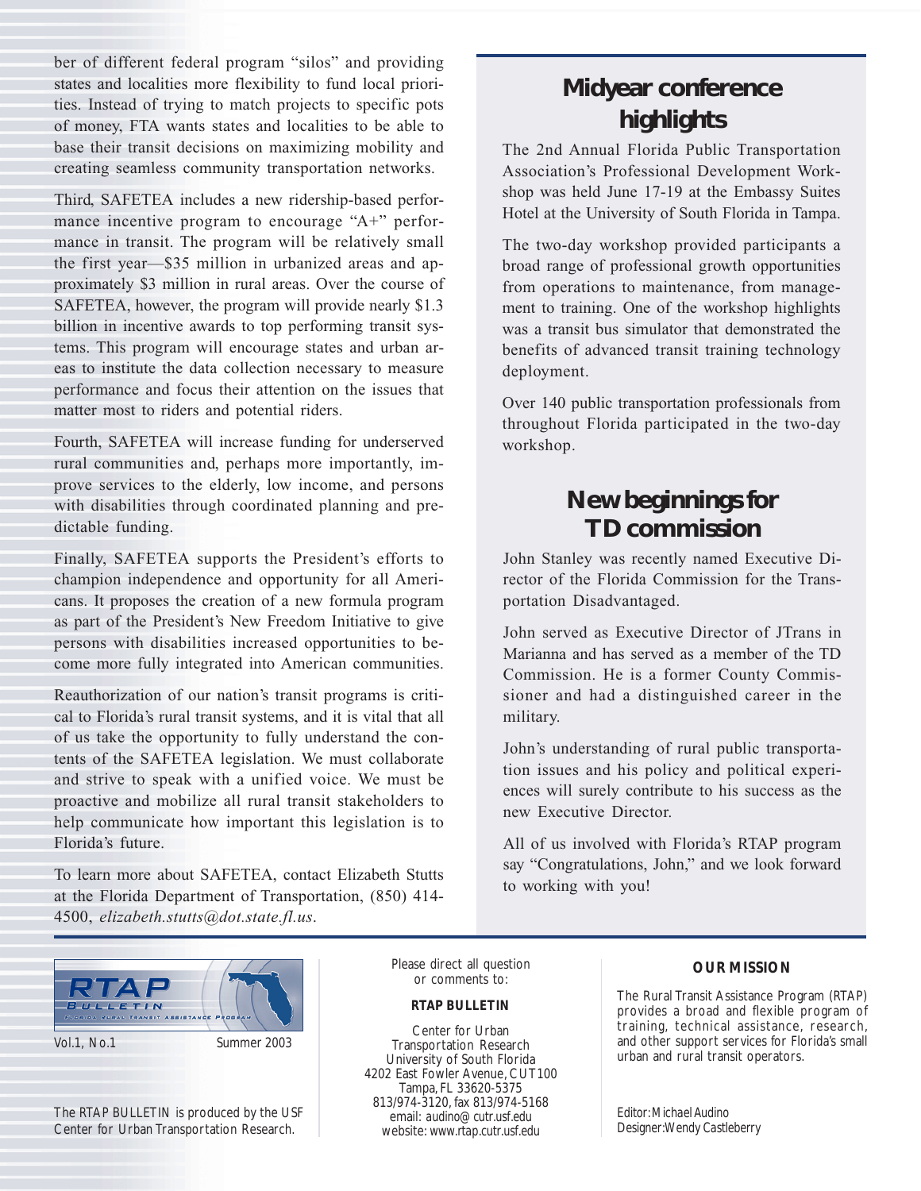ber of different federal program "silos" and providing states and localities more flexibility to fund local priorities. Instead of trying to match projects to specific pots of money, FTA wants states and localities to be able to base their transit decisions on maximizing mobility and creating seamless community transportation networks.

Third, SAFETEA includes a new ridership-based performance incentive program to encourage "A+" performance in transit. The program will be relatively small the first year—$35 million in urbanized areas and approximately $3 million in rural areas. Over the course of SAFETEA, however, the program will provide nearly $1.3 billion in incentive awards to top performing transit systems. This program will encourage states and urban areas to institute the data collection necessary to measure performance and focus their attention on the issues that matter most to riders and potential riders.

Fourth, SAFETEA will increase funding for underserved rural communities and, perhaps more importantly, improve services to the elderly, low income, and persons with disabilities through coordinated planning and predictable funding.

Finally, SAFETEA supports the President's efforts to champion independence and opportunity for all Americans. It proposes the creation of a new formula program as part of the President's New Freedom Initiative to give persons with disabilities increased opportunities to become more fully integrated into American communities.

Reauthorization of our nation's transit programs is critical to Florida's rural transit systems, and it is vital that all of us take the opportunity to fully understand the contents of the SAFETEA legislation. We must collaborate and strive to speak with a unified voice. We must be proactive and mobilize all rural transit stakeholders to help communicate how important this legislation is to Florida's future.

To learn more about SAFETEA, contact Elizabeth Stutts at the Florida Department of Transportation, (850) 414-4500, *elizabeth.stutts@dot.state.fl.us*.

## Midyear conference highlights

The 2nd Annual Florida Public Transportation Association's Professional Development Workshop was held June 17-19 at the Embassy Suites Hotel at the University of South Florida in Tampa.

The two-day workshop provided participants a broad range of professional growth opportunities from operations to maintenance, from management to training. One of the workshop highlights was a transit bus simulator that demonstrated the benefits of advanced transit training technology deployment.

Over 140 public transportation professionals from throughout Florida participated in the two-day workshop.

## New beginnings for TD commission

John Stanley was recently named Executive Director of the Florida Commission for the Transportation Disadvantaged.

John served as Executive Director of JTrans in Marianna and has served as a member of the TD Commission. He is a former County Commissioner and had a distinguished career in the military.

John's understanding of rural public transportation issues and his policy and political experiences will surely contribute to his success as the new Executive Director.

All of us involved with Florida's RTAP program say "Congratulations, John," and we look forward to working with you!

---

RTAP BULLETIN
Florida Rural Transit Assistance Program

Vol.1, No.1 — Summer 2003

The RTAP BULLETIN is produced by the USF Center for Urban Transportation Research.

Please direct all question or comments to:

**RTAP BULLETIN**

Center for Urban Transportation Research
University of South Florida
4202 East Fowler Avenue, CUT100
Tampa, FL 33620-5375
813/974-3120, fax 813/974-5168
email: audino@cutr.usf.edu
website: www.rtap.cutr.usf.edu

**OUR MISSION**

The Rural Transit Assistance Program (RTAP) provides a broad and flexible program of training, technical assistance, research, and other support services for Florida's small urban and rural transit operators.

Editor: Michael Audino
Designer: Wendy Castleberry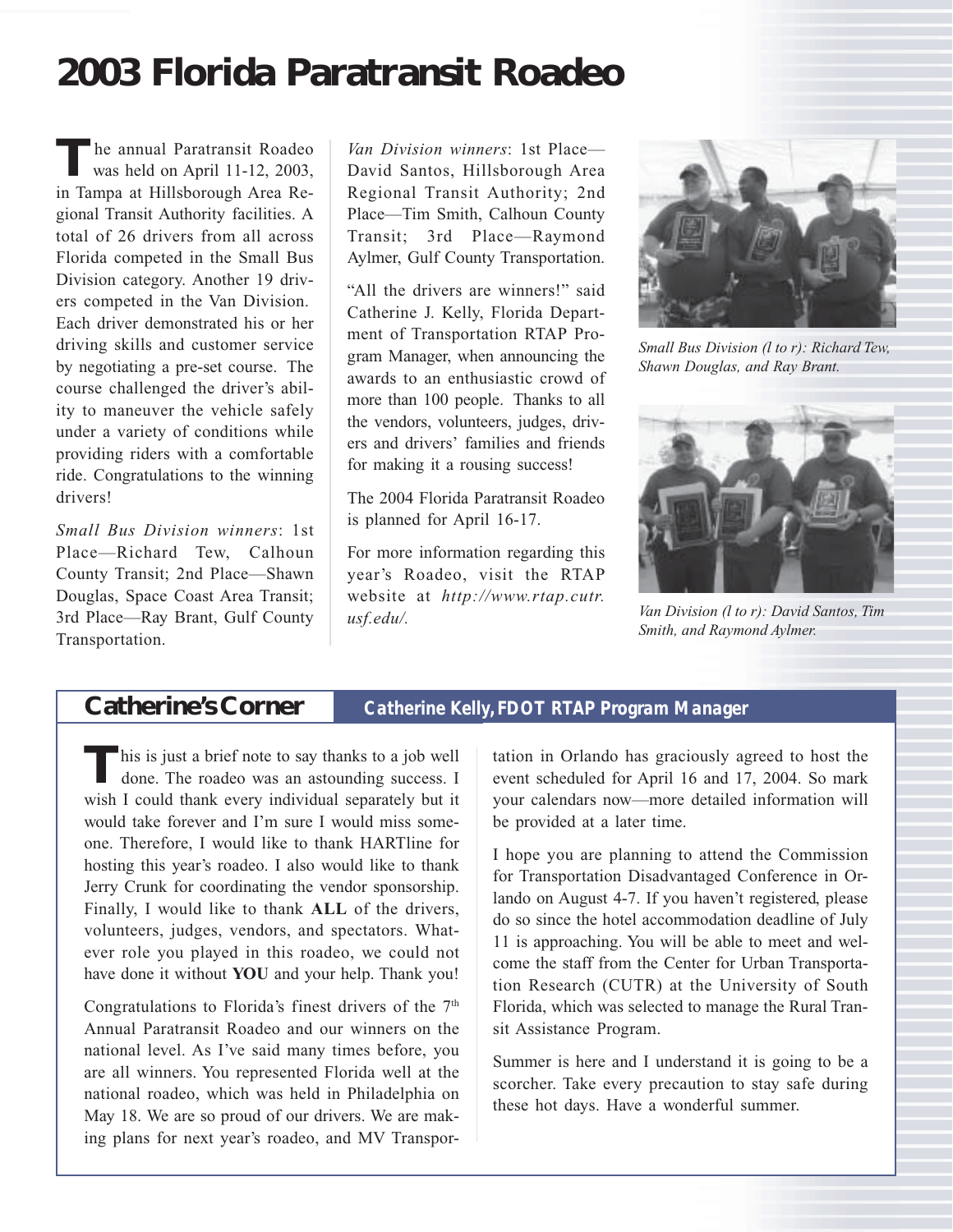# 2003 Florida Paratransit Roadeo

The annual Paratransit Roadeo was held on April 11-12, 2003, in Tampa at Hillsborough Area Regional Transit Authority facilities. A total of 26 drivers from all across Florida competed in the Small Bus Division category. Another 19 drivers competed in the Van Division. Each driver demonstrated his or her driving skills and customer service by negotiating a pre-set course. The course challenged the driver's ability to maneuver the vehicle safely under a variety of conditions while providing riders with a comfortable ride. Congratulations to the winning drivers!

*Small Bus Division winners*: 1st Place—Richard Tew, Calhoun County Transit; 2nd Place—Shawn Douglas, Space Coast Area Transit; 3rd Place—Ray Brant, Gulf County Transportation.

*Van Division winners*: 1st Place—David Santos, Hillsborough Area Regional Transit Authority; 2nd Place—Tim Smith, Calhoun County Transit; 3rd Place—Raymond Aylmer, Gulf County Transportation.

"All the drivers are winners!" said Catherine J. Kelly, Florida Department of Transportation RTAP Program Manager, when announcing the awards to an enthusiastic crowd of more than 100 people. Thanks to all the vendors, volunteers, judges, drivers and drivers' families and friends for making it a rousing success!

The 2004 Florida Paratransit Roadeo is planned for April 16-17.

For more information regarding this year's Roadeo, visit the RTAP website at *http://www.rtap.cutr.usf.edu/.*

*Small Bus Division (l to r): Richard Tew, Shawn Douglas, and Ray Brant.*

*Van Division (l to r): David Santos, Tim Smith, and Raymond Aylmer.*

## Catherine's Corner

**Catherine Kelly, FDOT RTAP Program Manager**

This is just a brief note to say thanks to a job well done. The roadeo was an astounding success. I wish I could thank every individual separately but it would take forever and I'm sure I would miss someone. Therefore, I would like to thank HARTline for hosting this year's roadeo. I also would like to thank Jerry Crunk for coordinating the vendor sponsorship. Finally, I would like to thank **ALL** of the drivers, volunteers, judges, vendors, and spectators. Whatever role you played in this roadeo, we could not have done it without **YOU** and your help. Thank you!

Congratulations to Florida's finest drivers of the 7th Annual Paratransit Roadeo and our winners on the national level. As I've said many times before, you are all winners. You represented Florida well at the national roadeo, which was held in Philadelphia on May 18. We are so proud of our drivers. We are making plans for next year's roadeo, and MV Transportation in Orlando has graciously agreed to host the event scheduled for April 16 and 17, 2004. So mark your calendars now—more detailed information will be provided at a later time.

I hope you are planning to attend the Commission for Transportation Disadvantaged Conference in Orlando on August 4-7. If you haven't registered, please do so since the hotel accommodation deadline of July 11 is approaching. You will be able to meet and welcome the staff from the Center for Urban Transportation Research (CUTR) at the University of South Florida, which was selected to manage the Rural Transit Assistance Program.

Summer is here and I understand it is going to be a scorcher. Take every precaution to stay safe during these hot days. Have a wonderful summer.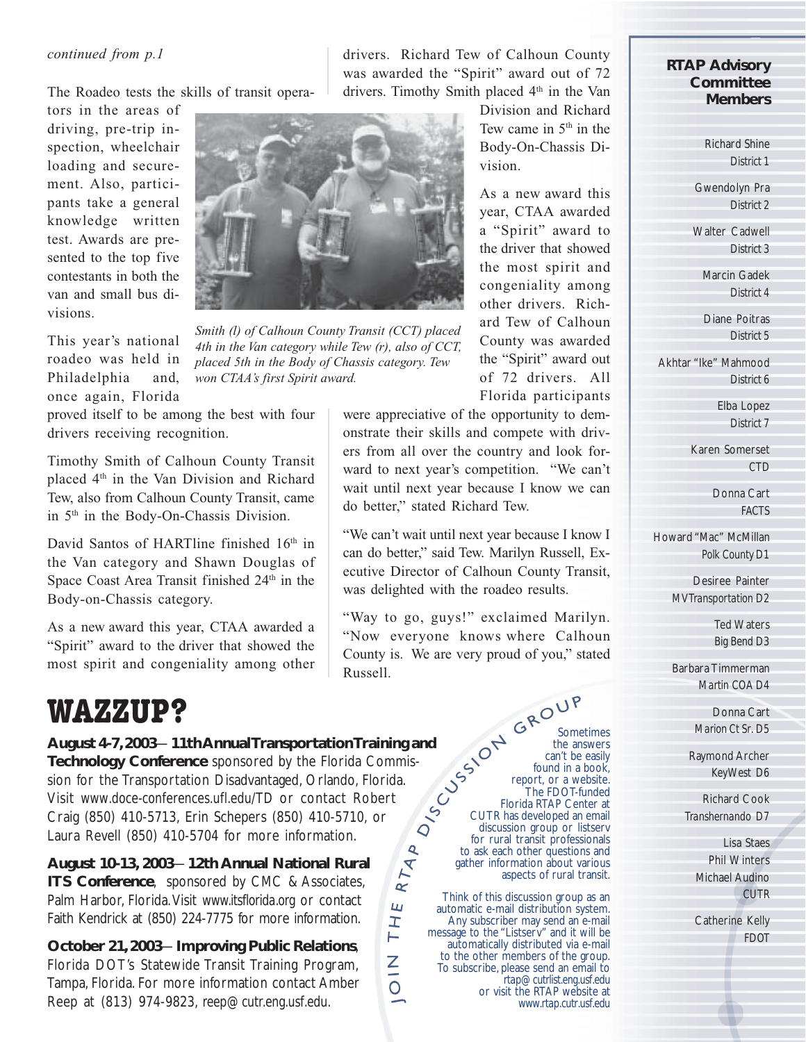*continued from p.1*

The Roadeo tests the skills of transit operators in the areas of driving, pre-trip inspection, wheelchair loading and securement. Also, participants take a general knowledge written test. Awards are presented to the top five contestants in both the van and small bus divisions.

*Smith (l) of Calhoun County Transit (CCT) placed 4th in the Van category while Tew (r), also of CCT, placed 5th in the Body of Chassis category. Tew won CTAA's first Spirit award.*

This year's national roadeo was held in Philadelphia and, once again, Florida proved itself to be among the best with four drivers receiving recognition.

Timothy Smith of Calhoun County Transit placed 4th in the Van Division and Richard Tew, also from Calhoun County Transit, came in 5th in the Body-On-Chassis Division.

David Santos of HARTline finished 16th in the Van category and Shawn Douglas of Space Coast Area Transit finished 24th in the Body-on-Chassis category.

As a new award this year, CTAA awarded a "Spirit" award to the driver that showed the most spirit and congeniality among other drivers. Richard Tew of Calhoun County was awarded the "Spirit" award out of 72 drivers. Timothy Smith placed 4th in the Van Division and Richard Tew came in 5th in the Body-On-Chassis Division.

As a new award this year, CTAA awarded a "Spirit" award to the driver that showed the most spirit and congeniality among other drivers. Richard Tew of Calhoun County was awarded the "Spirit" award out of 72 drivers. All Florida participants were appreciative of the opportunity to demonstrate their skills and compete with drivers from all over the country and look forward to next year's competition. "We can't wait until next year because I know we can do better," stated Richard Tew.

"We can't wait until next year because I know I can do better," said Tew. Marilyn Russell, Executive Director of Calhoun County Transit, was delighted with the roadeo results.

"Way to go, guys!" exclaimed Marilyn. "Now everyone knows where Calhoun County is. We are very proud of you," stated Russell.

# WAZZUP?

**August 4-7, 2003— 11th Annual Transportation Training and Technology Conference** sponsored by the Florida Commission for the Transportation Disadvantaged, Orlando, Florida. Visit www.doce-conferences.ufl.edu/TD or contact Robert Craig (850) 410-5713, Erin Schepers (850) 410-5710, or Laura Revell (850) 410-5704 for more information.

**August 10-13, 2003— 12th Annual National Rural ITS Conference**, sponsored by CMC & Associates, Palm Harbor, Florida. Visit www.itsflorida.org or contact Faith Kendrick at (850) 224-7775 for more information.

**October 21, 2003— Improving Public Relations**, Florida DOT's Statewide Transit Training Program, Tampa, Florida. For more information contact Amber Reep at (813) 974-9823, reep@cutr.eng.usf.edu.

## JOIN THE RTAP DISCUSSION GROUP

Sometimes the answers can't be easily found in a book, report, or a website. The FDOT-funded Florida RTAP Center at CUTR has developed an email discussion group or listserv for rural transit professionals to ask each other questions and gather information about various aspects of rural transit.

Think of this discussion group as an automatic e-mail distribution system. Any subscriber may send an e-mail message to the "Listserv" and it will be automatically distributed via e-mail to the other members of the group. To subscribe, please send an email to rtap@cutrlist.eng.usf.edu or visit the RTAP website at www.rtap.cutr.usf.edu

## RTAP Advisory Committee Members

Richard Shine
District 1

Gwendolyn Pra
District 2

Walter Cadwell
District 3

Marcin Gadek
District 4

Diane Poitras
District 5

Akhtar "Ike" Mahmood
District 6

Elba Lopez
District 7

Karen Somerset
CTD

Donna Cart
FACTS

Howard "Mac" McMillan
Polk County D1

Desiree Painter
MVTransportation D2

Ted Waters
Big Bend D3

Barbara Timmerman
Martin COA D4

Donna Cart
Marion Ct Sr. D5

Raymond Archer
KeyWest D6

Richard Cook
Transhernando D7

Lisa Staes
Phil Winters
Michael Audino
CUTR

Catherine Kelly
FDOT